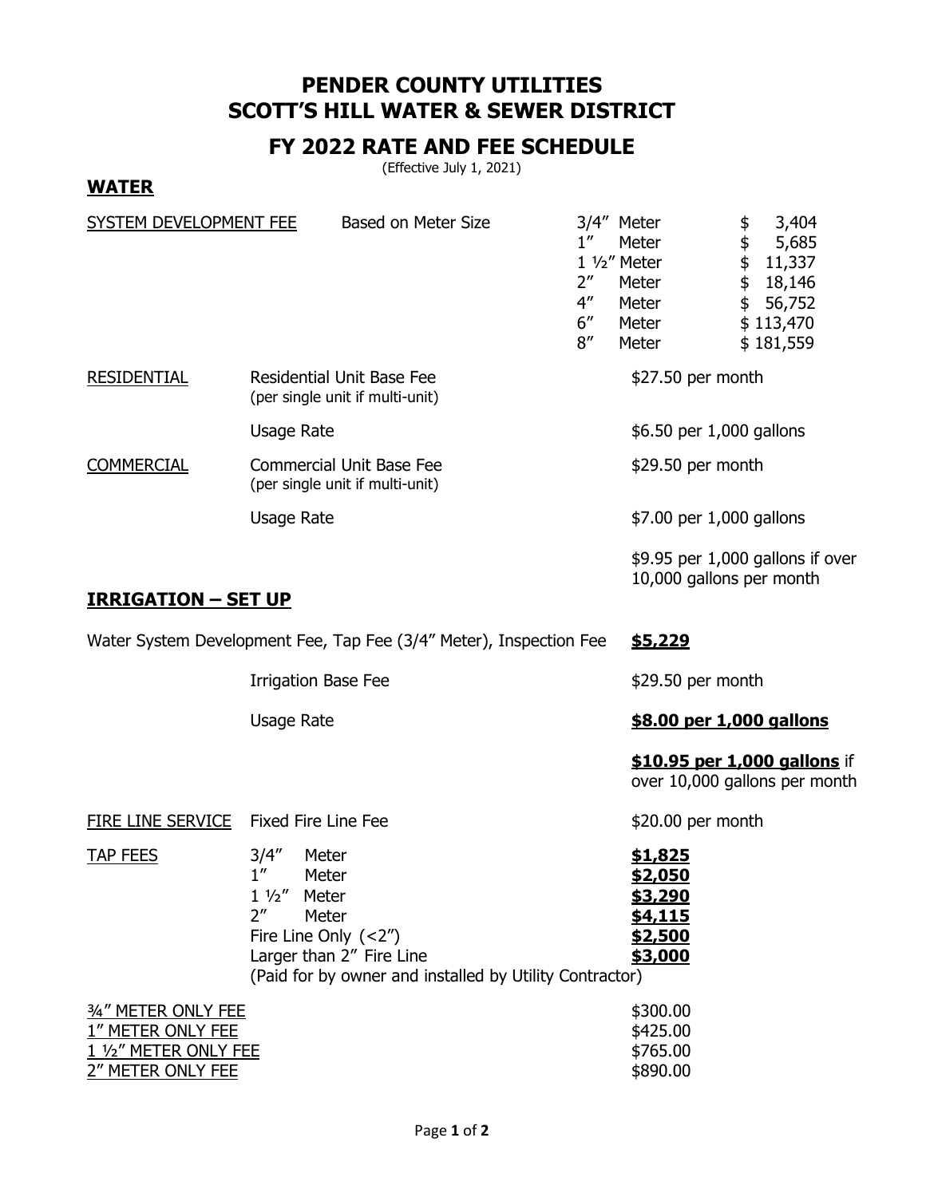# PENDER COUNTY UTILITIES
# SCOTT'S HILL WATER & SEWER DISTRICT

## FY 2022 RATE AND FEE SCHEDULE

(Effective July 1, 2021)

## WATER

| | | | |
|---|---|---|---|
| SYSTEM DEVELOPMENT FEE | Based on Meter Size | 3/4" Meter | $ 3,404 |
| | | 1" Meter | $ 5,685 |
| | | 1 ½" Meter | $ 11,337 |
| | | 2" Meter | $ 18,146 |
| | | 4" Meter | $ 56,752 |
| | | 6" Meter | $ 113,470 |
| | | 8" Meter | $ 181,559 |

| | | |
|---|---|---|
| RESIDENTIAL | Residential Unit Base Fee (per single unit if multi-unit) | $27.50 per month |
| | Usage Rate | $6.50 per 1,000 gallons |
| COMMERCIAL | Commercial Unit Base Fee (per single unit if multi-unit) | $29.50 per month |
| | Usage Rate | $7.00 per 1,000 gallons |
| | | $9.95 per 1,000 gallons if over 10,000 gallons per month |

## IRRIGATION – SET UP

| | | |
|---|---|---|
| Water System Development Fee, Tap Fee (3/4" Meter), Inspection Fee | | **$5,229** |
| | Irrigation Base Fee | $29.50 per month |
| | Usage Rate | **$8.00 per 1,000 gallons** |
| | | **$10.95 per 1,000 gallons** if over 10,000 gallons per month |
| FIRE LINE SERVICE | Fixed Fire Line Fee | $20.00 per month |
| TAP FEES | 3/4" Meter | **$1,825** |
| | 1" Meter | **$2,050** |
| | 1 ½" Meter | **$3,290** |
| | 2" Meter | **$4,115** |
| | Fire Line Only (<2") | **$2,500** |
| | Larger than 2" Fire Line | **$3,000** |
| | (Paid for by owner and installed by Utility Contractor) | |

| | |
|---|---|
| ¾" METER ONLY FEE | $300.00 |
| 1" METER ONLY FEE | $425.00 |
| 1 ½" METER ONLY FEE | $765.00 |
| 2" METER ONLY FEE | $890.00 |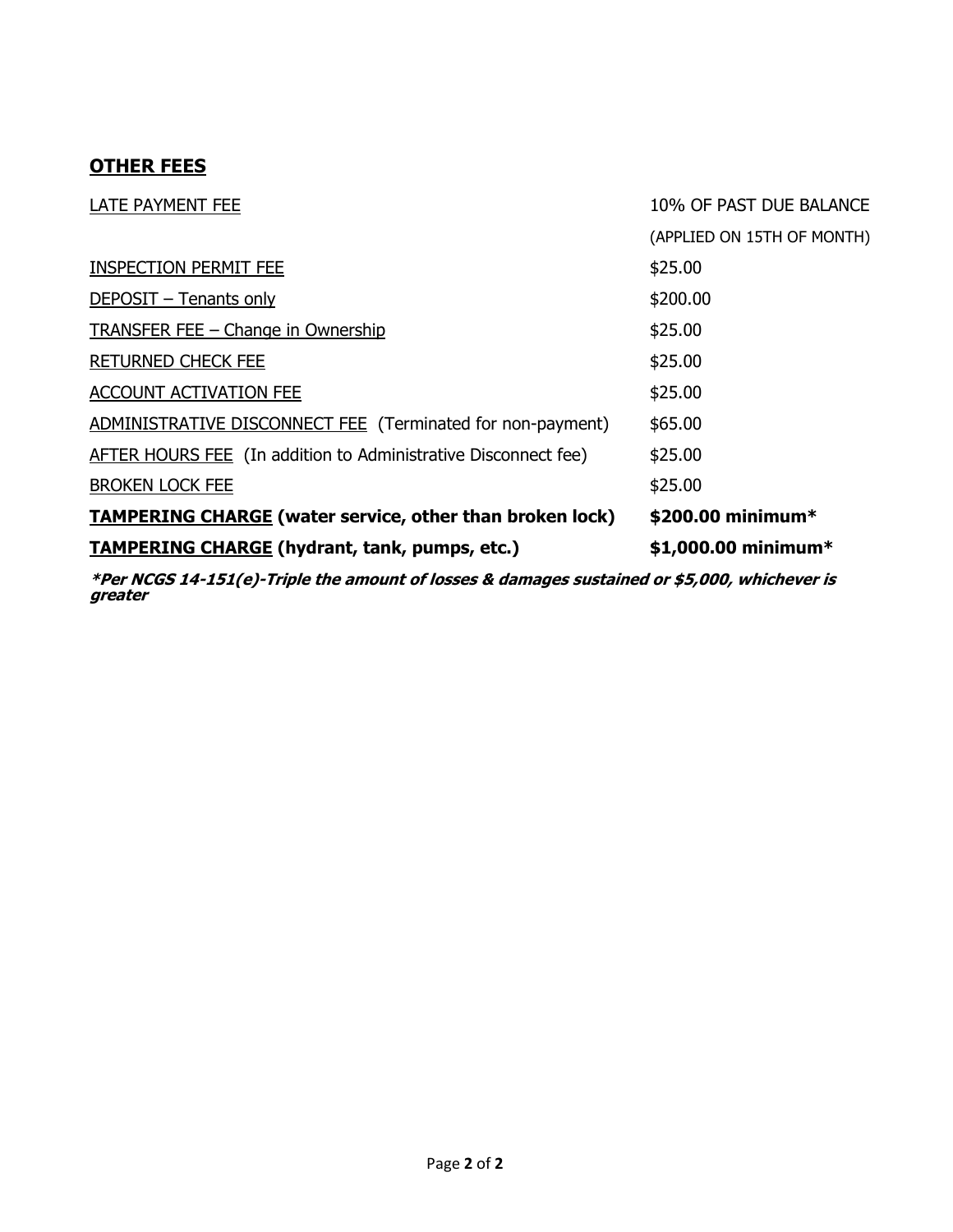## OTHER FEES

| | |
|---|---|
| LATE PAYMENT FEE | 10% OF PAST DUE BALANCE (APPLIED ON 15TH OF MONTH) |
| INSPECTION PERMIT FEE | $25.00 |
| DEPOSIT – Tenants only | $200.00 |
| TRANSFER FEE – Change in Ownership | $25.00 |
| RETURNED CHECK FEE | $25.00 |
| ACCOUNT ACTIVATION FEE | $25.00 |
| ADMINISTRATIVE DISCONNECT FEE (Terminated for non-payment) | $65.00 |
| AFTER HOURS FEE (In addition to Administrative Disconnect fee) | $25.00 |
| BROKEN LOCK FEE | $25.00 |
| **TAMPERING CHARGE (water service, other than broken lock)** | **$200.00 minimum*** |
| **TAMPERING CHARGE (hydrant, tank, pumps, etc.)** | **$1,000.00 minimum*** |

***Per NCGS 14-151(e)-Triple the amount of losses & damages sustained or $5,000, whichever is greater***